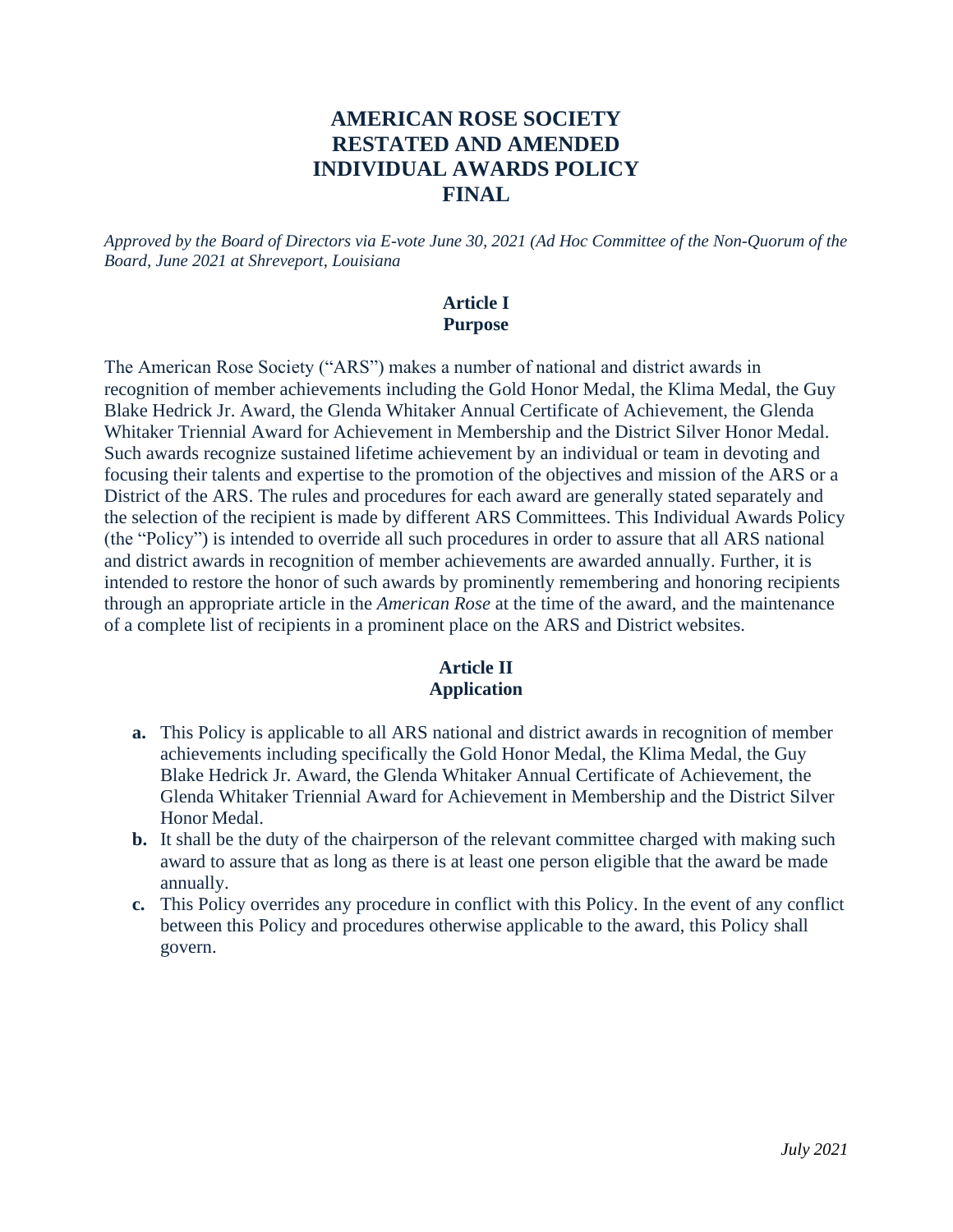# AMERICAN ROSE SOCIETY RESTATED AND AMENDED INDIVIDUAL AWARDS POLICY FINAL

*Approved by the Board of Directors via E-vote June 30, 2021 (Ad Hoc Committee of the Non-Quorum of the Board, June 2021 at Shreveport, Louisiana*

## Article I
## Purpose

The American Rose Society ("ARS") makes a number of national and district awards in recognition of member achievements including the Gold Honor Medal, the Klima Medal, the Guy Blake Hedrick Jr. Award, the Glenda Whitaker Annual Certificate of Achievement, the Glenda Whitaker Triennial Award for Achievement in Membership and the District Silver Honor Medal. Such awards recognize sustained lifetime achievement by an individual or team in devoting and focusing their talents and expertise to the promotion of the objectives and mission of the ARS or a District of the ARS. The rules and procedures for each award are generally stated separately and the selection of the recipient is made by different ARS Committees. This Individual Awards Policy (the "Policy") is intended to override all such procedures in order to assure that all ARS national and district awards in recognition of member achievements are awarded annually. Further, it is intended to restore the honor of such awards by prominently remembering and honoring recipients through an appropriate article in the *American Rose* at the time of the award, and the maintenance of a complete list of recipients in a prominent place on the ARS and District websites.

## Article II
## Application

- **a.** This Policy is applicable to all ARS national and district awards in recognition of member achievements including specifically the Gold Honor Medal, the Klima Medal, the Guy Blake Hedrick Jr. Award, the Glenda Whitaker Annual Certificate of Achievement, the Glenda Whitaker Triennial Award for Achievement in Membership and the District Silver Honor Medal.
- **b.** It shall be the duty of the chairperson of the relevant committee charged with making such award to assure that as long as there is at least one person eligible that the award be made annually.
- **c.** This Policy overrides any procedure in conflict with this Policy. In the event of any conflict between this Policy and procedures otherwise applicable to the award, this Policy shall govern.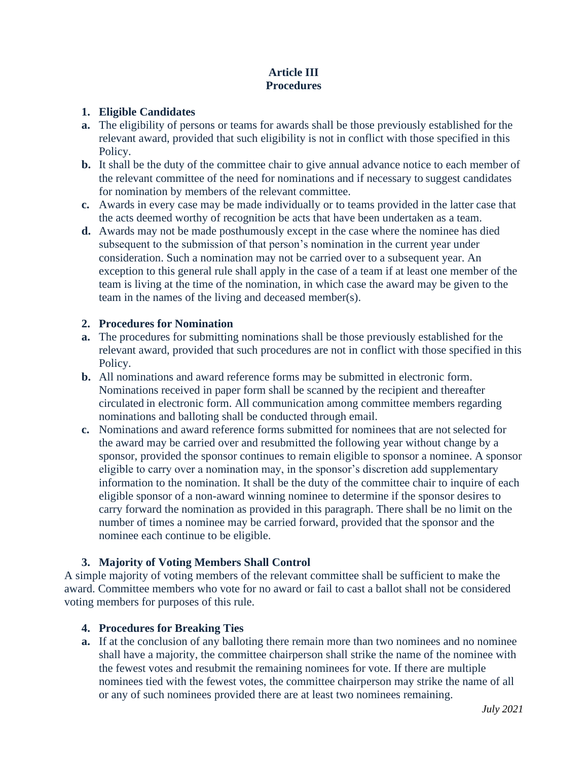## Article III
## Procedures

### 1. Eligible Candidates

**a.** The eligibility of persons or teams for awards shall be those previously established for the relevant award, provided that such eligibility is not in conflict with those specified in this Policy.

**b.** It shall be the duty of the committee chair to give annual advance notice to each member of the relevant committee of the need for nominations and if necessary to suggest candidates for nomination by members of the relevant committee.

**c.** Awards in every case may be made individually or to teams provided in the latter case that the acts deemed worthy of recognition be acts that have been undertaken as a team.

**d.** Awards may not be made posthumously except in the case where the nominee has died subsequent to the submission of that person's nomination in the current year under consideration. Such a nomination may not be carried over to a subsequent year. An exception to this general rule shall apply in the case of a team if at least one member of the team is living at the time of the nomination, in which case the award may be given to the team in the names of the living and deceased member(s).

### 2. Procedures for Nomination

**a.** The procedures for submitting nominations shall be those previously established for the relevant award, provided that such procedures are not in conflict with those specified in this Policy.

**b.** All nominations and award reference forms may be submitted in electronic form. Nominations received in paper form shall be scanned by the recipient and thereafter circulated in electronic form. All communication among committee members regarding nominations and balloting shall be conducted through email.

**c.** Nominations and award reference forms submitted for nominees that are not selected for the award may be carried over and resubmitted the following year without change by a sponsor, provided the sponsor continues to remain eligible to sponsor a nominee. A sponsor eligible to carry over a nomination may, in the sponsor's discretion add supplementary information to the nomination. It shall be the duty of the committee chair to inquire of each eligible sponsor of a non-award winning nominee to determine if the sponsor desires to carry forward the nomination as provided in this paragraph. There shall be no limit on the number of times a nominee may be carried forward, provided that the sponsor and the nominee each continue to be eligible.

### 3. Majority of Voting Members Shall Control

A simple majority of voting members of the relevant committee shall be sufficient to make the award. Committee members who vote for no award or fail to cast a ballot shall not be considered voting members for purposes of this rule.

### 4. Procedures for Breaking Ties

**a.** If at the conclusion of any balloting there remain more than two nominees and no nominee shall have a majority, the committee chairperson shall strike the name of the nominee with the fewest votes and resubmit the remaining nominees for vote. If there are multiple nominees tied with the fewest votes, the committee chairperson may strike the name of all or any of such nominees provided there are at least two nominees remaining.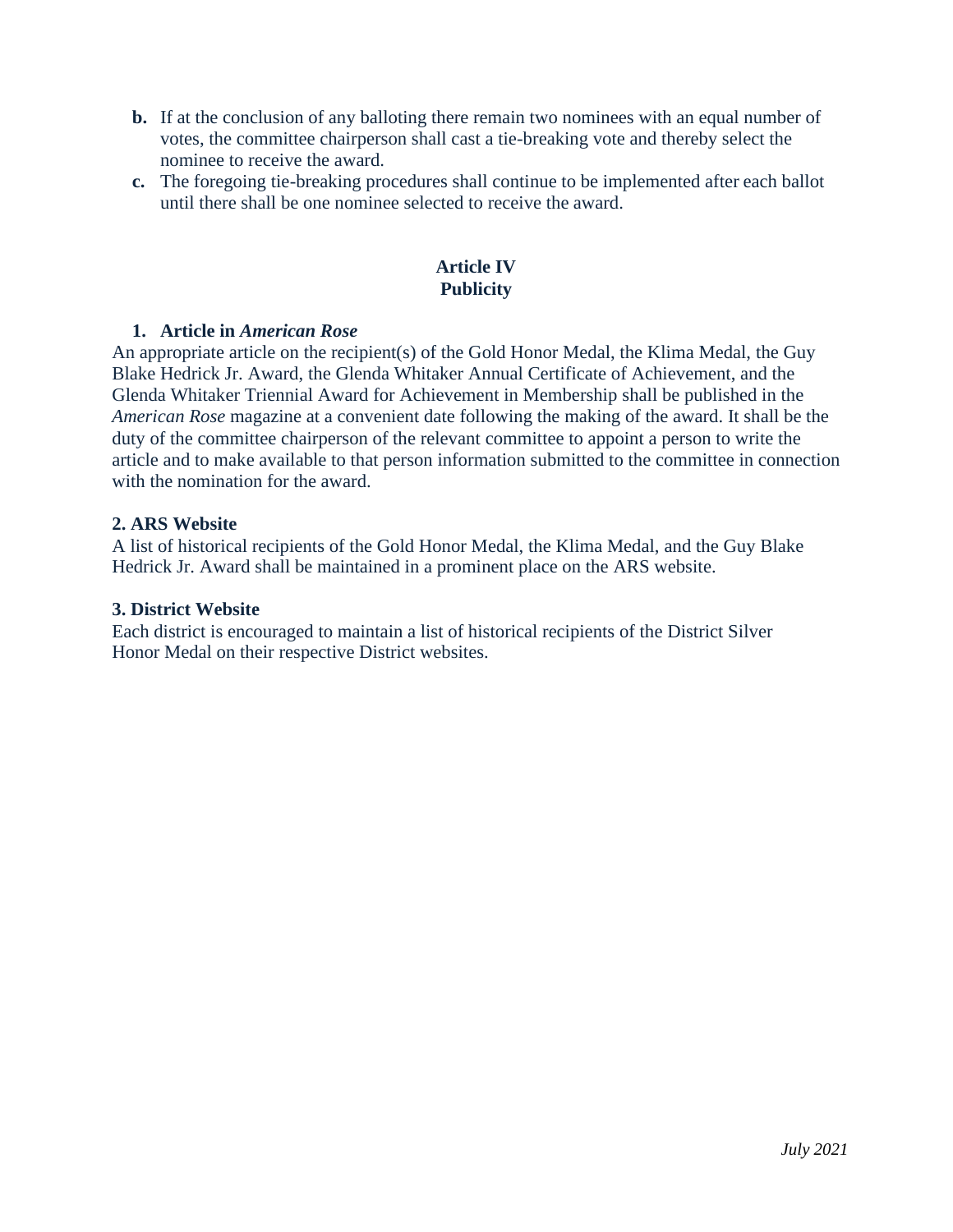b. If at the conclusion of any balloting there remain two nominees with an equal number of votes, the committee chairperson shall cast a tie-breaking vote and thereby select the nominee to receive the award.
c. The foregoing tie-breaking procedures shall continue to be implemented after each ballot until there shall be one nominee selected to receive the award.

## Article IV
## Publicity

### 1. Article in *American Rose*

An appropriate article on the recipient(s) of the Gold Honor Medal, the Klima Medal, the Guy Blake Hedrick Jr. Award, the Glenda Whitaker Annual Certificate of Achievement, and the Glenda Whitaker Triennial Award for Achievement in Membership shall be published in the *American Rose* magazine at a convenient date following the making of the award. It shall be the duty of the committee chairperson of the relevant committee to appoint a person to write the article and to make available to that person information submitted to the committee in connection with the nomination for the award.

### 2. ARS Website

A list of historical recipients of the Gold Honor Medal, the Klima Medal, and the Guy Blake Hedrick Jr. Award shall be maintained in a prominent place on the ARS website.

### 3. District Website

Each district is encouraged to maintain a list of historical recipients of the District Silver Honor Medal on their respective District websites.

*July 2021*